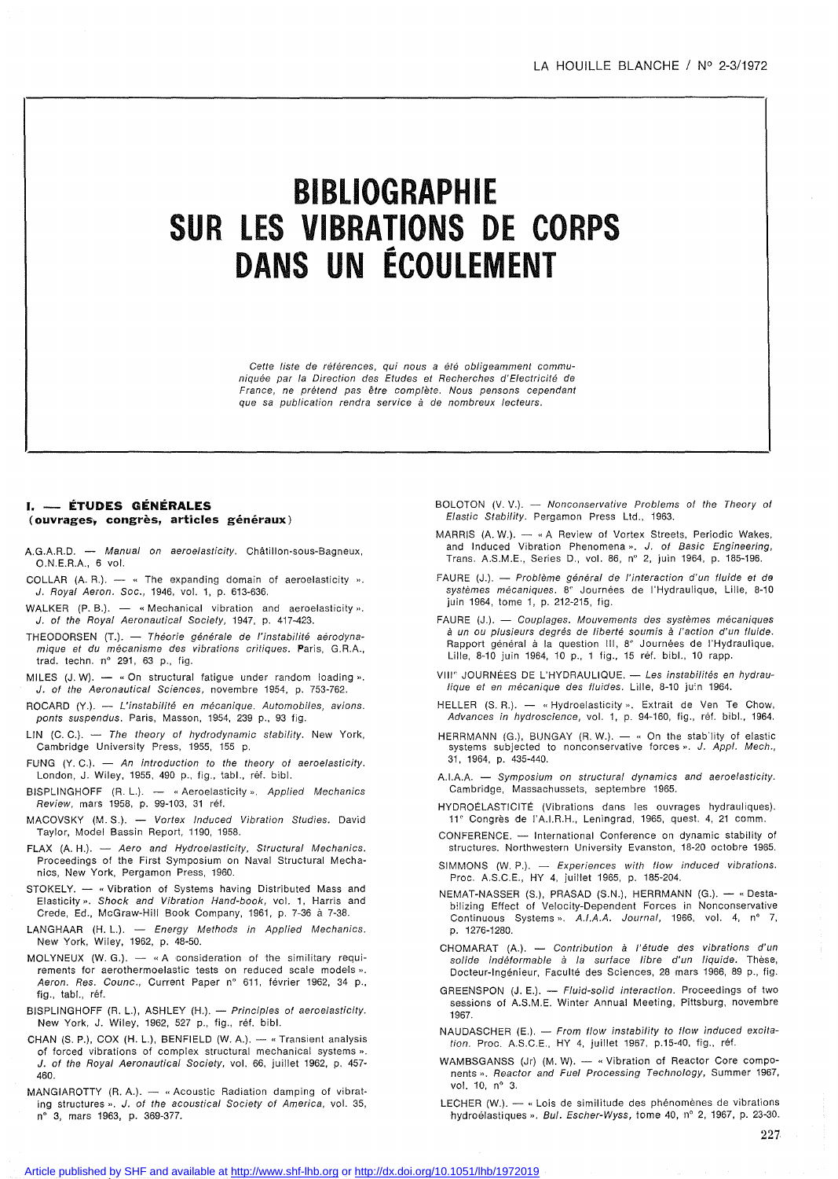# BIBLIOGRAPHIE SUR LES VIBRATIONS DE CORPS DANS UN ÉCOULEMENT

*Cette liste de références, qui nous a été obligeamment communiquée par la Direction des Études et Recherches d'Electricité de France, ne prétend pas être complète. Nous pensons cependant que sa publication rendra service à de nombreux lecteurs.*

## I. — ÉTUDES GÉNÉRALES
**(ouvrages, congrès, articles généraux)**

A.G.A.R.D. — *Manual on aeroelasticity.* Châtillon-sous-Bagneux, O.N.E.R.A., 6 vol.

COLLAR (A. R.). — « The expanding domain of aeroelasticity ». *J. Royal Aeron. Soc.*, 1946, vol. 1, p. 613-636.

WALKER (P. B.). — « Mechanical vibration and aeroelasticity ». *J. of the Royal Aeronautical Society*, 1947, p. 417-423.

THEODORSEN (T.). — *Théorie générale de l'instabilité aérodynamique et du mécanisme des vibrations critiques.* Paris, G.R.A., trad. techn. n° 291, 63 p., fig.

MILES (J. W). — « On structural fatigue under random loading ». *J. of the Aeronautical Sciences*, novembre 1954, p. 753-762.

ROCARD (Y.). — *L'instabilité en mécanique. Automobiles, avions, ponts suspendus.* Paris, Masson, 1954, 239 p., 93 fig.

LIN (C. C.). — *The theory of hydrodynamic stability.* New York, Cambridge University Press, 1955, 155 p.

FUNG (Y. C.). — *An introduction to the theory of aeroelasticity.* London, J. Wiley, 1955, 490 p., fig., tabl., réf. bibl.

BISPLINGHOFF (R. L.). — « Aeroelasticity ». *Applied Mechanics Review*, mars 1958, p. 99-103, 31 réf.

MACOVSKY (M. S.). — *Vortex Induced Vibration Studies.* David Taylor, Model Bassin Report, 1190, 1958.

FLAX (A. H.). — *Aero and Hydroelasticity, Structural Mechanics.* Proceedings of the First Symposium on Naval Structural Mechanics, New York, Pergamon Press, 1960.

STOKELY. — « Vibration of Systems having Distributed Mass and Elasticity ». *Shock and Vibration Hand-book*, vol. 1, Harris and Crede, Ed., McGraw-Hill Book Company, 1961, p. 7-36 à 7-38.

LANGHAAR (H. L.). — *Energy Methods in Applied Mechanics.* New York, Wiley, 1962, p. 48-50.

MOLYNEUX (W. G.). — « A consideration of the similitary requirements for aerothermoelastic tests on reduced scale models ». *Aeron. Res. Counc.*, Current Paper n° 611, février 1962, 34 p., fig., tabl., réf.

BISPLINGHOFF (R. L.), ASHLEY (H.). — *Principles of aeroelasticity.* New York, J. Wiley, 1962, 527 p., fig., réf. bibl.

CHAN (S. P.), COX (H. L.), BENFIELD (W. A.). — « Transient analysis of forced vibrations of complex structural mechanical systems ». *J. of the Royal Aeronautical Society*, vol. 66, juillet 1962, p. 457-460.

MANGIAROTTY (R. A.). — « Acoustic Radiation damping of vibrating structures ». *J. of the acoustical Society of America*, vol. 35, n° 3, mars 1963, p. 369-377.

BOLOTON (V. V.). — *Nonconservative Problems of the Theory of Elastic Stability.* Pergamon Press Ltd., 1963.

MARRIS (A. W.). — « A Review of Vortex Streets, Periodic Wakes, and Induced Vibration Phenomena ». *J. of Basic Engineering*, Trans. A.S.M.E., Series D., vol. 86, n° 2, juin 1964, p. 185-196.

FAURE (J.). — *Problème général de l'interaction d'un fluide et de systèmes mécaniques.* 8e Journées de l'Hydraulique, Lille, 8-10 juin 1964, tome 1, p. 212-215, fig.

FAURE (J.). — *Couplages. Mouvements des systèmes mécaniques à un ou plusieurs degrés de liberté soumis à l'action d'un fluide.* Rapport général à la question III, 8e Journées de l'Hydraulique, Lille, 8-10 juin 1964, 10 p., 1 fig., 15 réf. bibl., 10 rapp.

VIIIe JOURNÉES DE L'HYDRAULIQUE. — *Les instabilités en hydraulique et en mécanique des fluides.* Lille, 8-10 juin 1964.

HELLER (S. R.). — « Hydroelasticity ». Extrait de Ven Te Chow, *Advances in hydroscience*, vol. 1, p. 94-160, fig., réf. bibl., 1964.

HERRMANN (G.), BUNGAY (R. W.). — « On the stability of elastic systems subjected to nonconservative forces ». *J. Appl. Mech.*, 31, 1964, p. 435-440.

A.I.A.A. — *Symposium on structural dynamics and aeroelasticity.* Cambridge, Massachussets, septembre 1965.

HYDROÉLASTICITÉ (Vibrations dans les ouvrages hydrauliques). 11e Congrès de l'A.I.R.H., Leningrad, 1965, quest. 4, 21 comm.

CONFERENCE. — International Conference on dynamic stability of structures. Northwestern University Evanston, 18-20 octobre 1965.

SIMMONS (W. P.). — *Experiences with flow induced vibrations.* Proc. A.S.C.E., HY 4, juillet 1965, p. 185-204.

NEMAT-NASSER (S.), PRASAD (S.N.), HERRMANN (G.). — « Destabilizing Effect of Velocity-Dependent Forces in Nonconservative Continuous Systems ». *A.I.A.A. Journal*, 1966, vol. 4, n° 7, p. 1276-1280.

CHOMARAT (A.). — *Contribution à l'étude des vibrations d'un solide indéformable à la surface libre d'un liquide.* Thèse, Docteur-Ingénieur, Faculté des Sciences, 28 mars 1966, 89 p., fig.

GREENSPON (J. E.). — *Fluid-solid interaction.* Proceedings of two sessions of A.S.M.E. Winter Annual Meeting, Pittsburg, novembre 1967.

NAUDASCHER (E.). — *From flow instability to flow induced excitation.* Proc. A.S.C.E., HY 4, juillet 1967, p.15-40, fig., réf.

WAMBSGANSS (Jr) (M. W). — « Vibration of Reactor Core components ». *Reactor and Fuel Processing Technology*, Summer 1967, vol. 10, n° 3.

LECHER (W.). — « Lois de similitude des phénomènes de vibrations hydroélastiques ». *Bul. Escher-Wyss*, tome 40, n° 2, 1967, p. 23-30.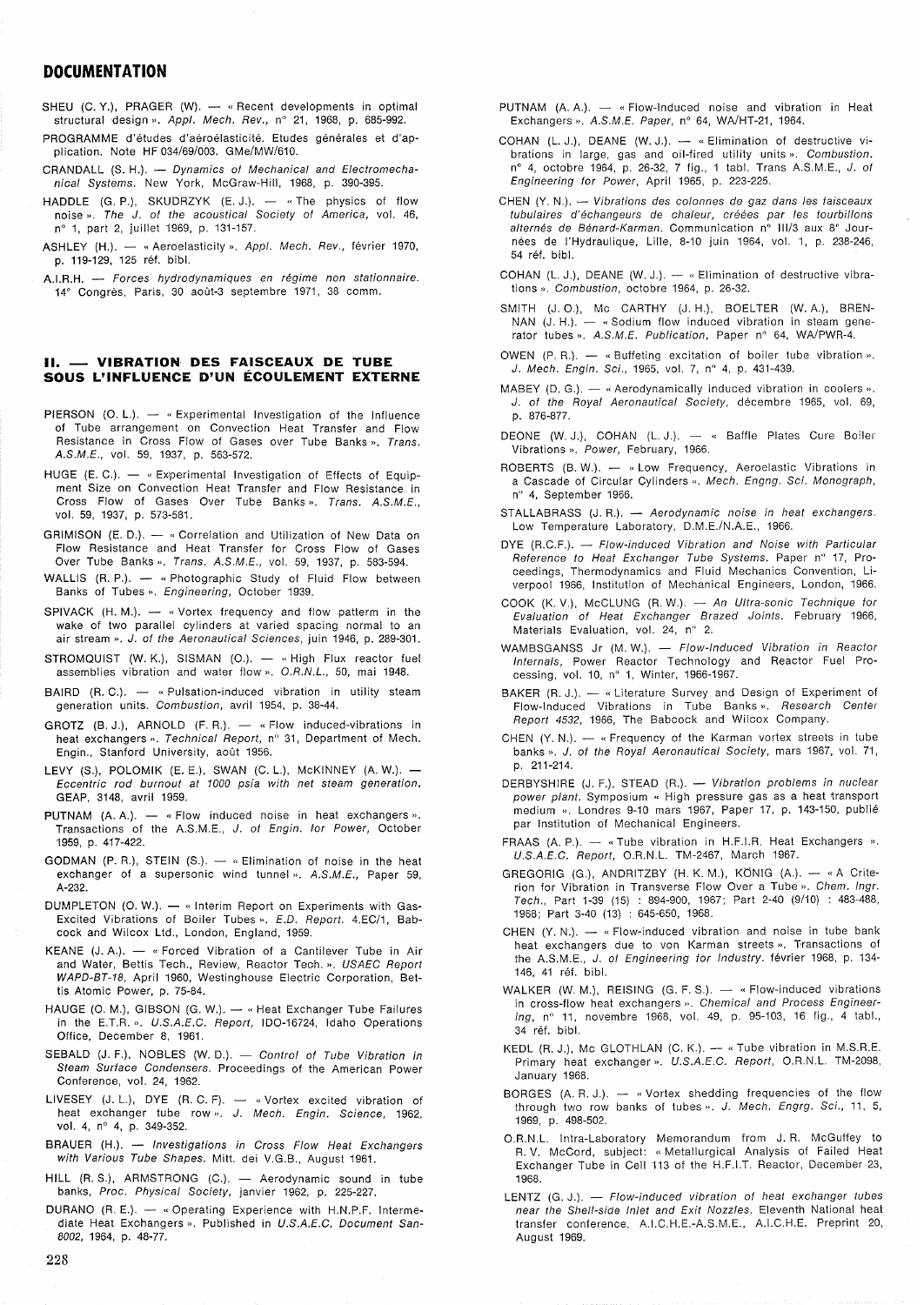## DOCUMENTATION

SHEU (C. Y.), PRAGER (W). — « Recent developments in optimal structural design ». *Appl. Mech. Rev.*, n° 21, 1968, p. 685-992.

PROGRAMME d'études d'aéroélasticité. Etudes générales et d'application. Note HF 034/69/003. GMe/MW/610.

CRANDALL (S. H.). — *Dynamics of Mechanical and Electromechanical Systems.* New York, McGraw-Hill, 1968, p. 390-395.

HADDLE (G. P.), SKUDRZYK (E. J.). — « The physics of flow noise ». *The J. of the acoustical Society of America*, vol. 46, n° 1, part 2, juillet 1969, p. 131-157.

ASHLEY (H.). — « Aeroelasticity ». *Appl. Mech. Rev.*, février 1970, p. 119-129, 125 réf. bibl.

A.I.R.H. — *Forces hydrodynamiques en régime non stationnaire.* 14° Congrès, Paris, 30 août-3 septembre 1971, 38 comm.

## II. — VIBRATION DES FAISCEAUX DE TUBE SOUS L'INFLUENCE D'UN ÉCOULEMENT EXTERNE

PIERSON (O. L.). — « Experimental Investigation of the Influence of Tube arrangement on Convection Heat Transfer and Flow Resistance in Cross Flow of Gases over Tube Banks ». *Trans. A.S.M.E.*, vol. 59, 1937, p. 563-572.

HUGE (E. C.). — « Experimental Investigation of Effects of Equipment Size on Convection Heat Transfer and Flow Resistance in Cross Flow of Gases Over Tube Banks ». *Trans. A.S.M.E.*, vol. 59, 1937, p. 573-581.

GRIMISON (E. D.). — « Correlation and Utilization of New Data on Flow Resistance and Heat Transfer for Cross Flow of Gases Over Tube Banks ». *Trans. A.S.M.E.*, vol. 59, 1937, p. 583-594.

WALLIS (R. P.). — « Photographic Study of Fluid Flow between Banks of Tubes ». *Engineering*, October 1939.

SPIVACK (H. M.). — « Vortex frequency and flow patterm in the wake of two parallel cylinders at varied spacing normal to an air stream ». *J. of the Aeronautical Sciences*, juin 1946, p. 289-301.

STROMQUIST (W. K.), SISMAN (O.). — « High Flux reactor fuel assemblies vibration and water flow ». *O.R.N.L.*, 50, mai 1948.

BAIRD (R. C.). — « Pulsation-induced vibration in utility steam generation units. *Combustion*, avril 1954, p. 38-44.

GROTZ (B. J.), ARNOLD (F. R.). — « Flow induced-vibrations in heat exchangers ». *Technical Report*, n° 31, Department of Mech. Engin., Stanford University, août 1956.

LEVY (S.), POLOMIK (E. E.), SWAN (C. L.), McKINNEY (A. W.). — *Eccentric rod burnout at 1000 psia with net steam generation.* GEAP, 3148, avril 1959.

PUTNAM (A. A.). — « Flow induced noise in heat exchangers ». Transactions of the A.S.M.E., *J. of Engin. for Power*, October 1959, p. 417-422.

GODMAN (P. R.), STEIN (S.). — « Elimination of noise in the heat exchanger of a supersonic wind tunnel ». *A.S.M.E.*, Paper 59, A-232.

DUMPLETON (O. W.). — « Interim Report on Experiments with Gas-Excited Vibrations of Boiler Tubes ». *E.D. Report.* 4.EC/1, Babcock and Wilcox Ltd., London, England, 1959.

KEANE (J. A.). — « Forced Vibration of a Cantilever Tube in Air and Water, Bettis Tech., Review, Reactor Tech. ». *USAEC Report WAPD-BT-18*, April 1960, Westinghouse Electric Corporation, Bettis Atomic Power, p. 75-84.

HAUGE (O. M.), GIBSON (G. W.). — « Heat Exchanger Tube Failures in the E.T.R. ». *U.S.A.E.C. Report*, IDO-16724, Idaho Operations Office, December 8, 1961.

SEBALD (J. F.), NOBLES (W. D.). — *Control of Tube Vibration in Steam Surface Condensers.* Proceedings of the American Power Conference, vol. 24, 1962.

LIVESEY (J. L.), DYE (R. C. F). — « Vortex excited vibration of heat exchanger tube row ». *J. Mech. Engin. Science*, 1962, vol. 4, n° 4, p. 349-352.

BRAUER (H.). — *Investigations in Cross Flow Heat Exchangers with Various Tube Shapes.* Mitt. dei V.G.B., August 1961.

HILL (R. S.), ARMSTRONG (C.). — Aerodynamic sound in tube banks, *Proc. Physical Society*, janvier 1962, p. 225-227.

DURANO (R. E.). — « Operating Experience with H.N.P.F. Intermediate Heat Exchangers ». Published in *U.S.A.E.C. Document San-8002*, 1964, p. 48-77.

PUTNAM (A. A.). — « Flow-Induced noise and vibration in Heat Exchangers ». *A.S.M.E. Paper*, n° 64, WA/HT-21, 1964.

COHAN (L. J.), DEANE (W. J.). — « Elimination of destructive vibrations in large, gas and oil-fired utility units ». *Combustion*, n° 4, octobre 1964, p. 26-32, 7 fig., 1 tabl. Trans A.S.M.E., *J. of Engineering for Power*, April 1965, p. 223-225.

CHEN (Y. N.). — *Vibrations des colonnes de gaz dans les faisceaux tubulaires d'échangeurs de chaleur, créées par les tourbillons alternés de Bénard-Karman.* Communication n° III/3 aux 8° Journées de l'Hydraulique, Lille, 8-10 juin 1964, vol. 1, p. 238-246, 54 réf. bibl.

COHAN (L. J.), DEANE (W. J.). — « Elimination of destructive vibrations ». *Combustion*, octobre 1964, p. 26-32.

SMITH (J. O.), Mc CARTHY (J. H.), BOELTER (W. A.), BRENNAN (J. H.). — « Sodium flow induced vibration in steam generator tubes ». *A.S.M.E. Publication*, Paper n° 64, WA/PWR-4.

OWEN (P. R.). — « Buffeting excitation of boiler tube vibration ». *J. Mech. Engin. Sci.*, 1965, vol. 7, n° 4, p. 431-439.

MABEY (D. G.). — « Aerodynamically induced vibration in coolers ». *J. of the Royal Aeronautical Society*, décembre 1965, vol. 69, p. 876-877.

DEONE (W. J.), COHAN (L. J.). — « Baffle Plates Cure Boiler Vibrations ». *Power*, February, 1966.

ROBERTS (B. W.). — « Low Frequency, Aeroelastic Vibrations in a Cascade of Circular Cylinders ». *Mech. Engng. Sci. Monograph*, n° 4, September 1966.

STALLABRASS (J. R.). — *Aerodynamic noise in heat exchangers.* Low Temperature Laboratory, D.M.E./N.A.E., 1966.

DYE (R.C.F.). — *Flow-induced Vibration and Noise with Particular Reference to Heat Exchanger Tube Systems.* Paper n° 17, Proceedings, Thermodynamics and Fluid Mechanics Convention, Liverpool 1966, Institution of Mechanical Engineers, London, 1966.

COOK (K. V.), McCLUNG (R. W.). — *An Ultra-sonic Technique for Evaluation of Heat Exchanger Brazed Joints.* February 1966, Materials Evaluation, vol. 24, n° 2.

WAMBSGANSS Jr (M. W.). — *Flow-Induced Vibration in Reactor Internals,* Power Reactor Technology and Reactor Fuel Processing, vol. 10, n° 1, Winter, 1966-1967.

BAKER (R. J.). — « Literature Survey and Design of Experiment of Flow-Induced Vibrations in Tube Banks ». *Research Center Report 4532*, 1966, The Babcock and Wilcox Company.

CHEN (Y. N.). — « Frequency of the Karman vortex streets in tube banks ». *J. of the Royal Aeronautical Society*, mars 1967, vol. 71, p. 211-214.

DERBYSHIRE (J. F.), STEAD (R.). — *Vibration problems in nuclear power plant.* Symposium « High pressure gas as a heat transport medium ». Londres 9-10 mars 1967, Paper 17, p. 143-150, publié par Institution of Mechanical Engineers.

FRAAS (A. P.). — « Tube vibration in H.F.I.R. Heat Exchangers ». *U.S.A.E.C. Report*, O.R.N.L. TM-2467, March 1967.

GREGORIG (G.), ANDRITZBY (H. K. M.), KÖNIG (A.). — « A Criterion for Vibration in Transverse Flow Over a Tube ». *Chem. Ingr. Tech.*, Part 1-39 (15) : 894-900, 1967; Part 2-40 (9/10) : 483-488, 1968; Part 3-40 (13) : 645-650, 1968.

CHEN (Y. N.). — « Flow-induced vibration and noise in tube bank heat exchangers due to von Karman streets ». Transactions of the A.S.M.E., *J. of Engineering for Industry.* février 1968, p. 134-146, 41 réf. bibl.

WALKER (W. M.), REISING (G. F. S.). — « Flow-induced vibrations in cross-flow heat exchangers ». *Chemical and Process Engineering*, n° 11, novembre 1968, vol. 49, p. 95-103, 16 fig., 4 tabl., 34 réf. bibl.

KEDL (R. J.), Mc GLOTHLAN (C. K.). — « Tube vibration in M.S.R.E. Primary heat exchanger ». *U.S.A.E.C. Report*, O.R.N.L. TM-2098, January 1968.

BORGES (A. R. J.). — « Vortex shedding frequencies of the flow through two row banks of tubes ». *J. Mech. Engrg. Sci.*, 11, 5, 1969, p. 498-502.

O.R.N.L. Intra-Laboratory Memorandum from J. R. McGuffey to R. V. McCord, subject: « Metallurgical Analysis of Failed Heat Exchanger Tube in Cell 113 of the H.F.I.T. Reactor, December 23, 1968.

LENTZ (G. J.). — *Flow-induced vibration of heat exchanger tubes near the Shell-side Inlet and Exit Nozzles.* Eleventh National heat transfer conference, A.I.C.H.E.-A.S.M.E., A.I.C.H.E. Preprint 20, August 1969.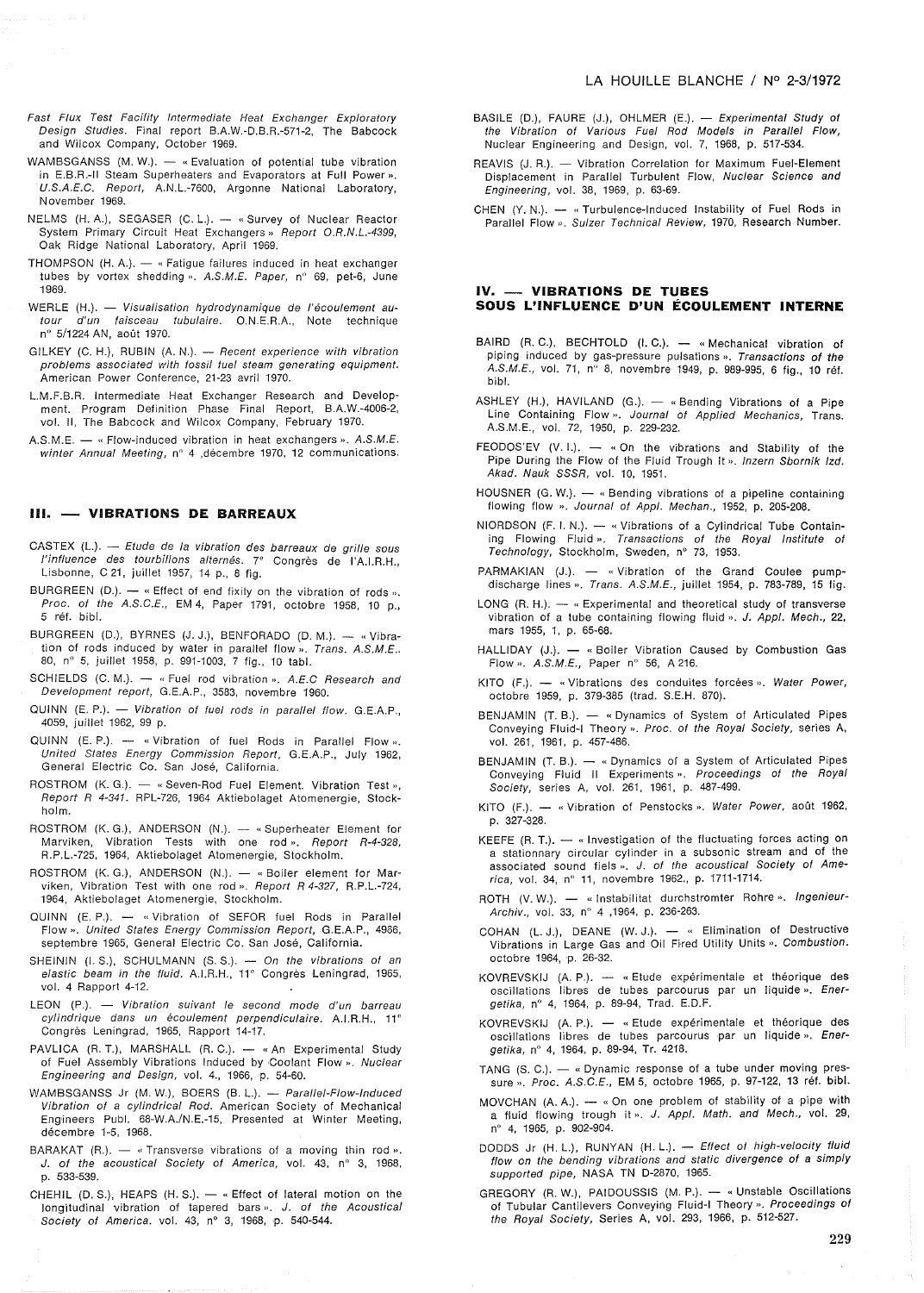*Fast Flux Test Facility Intermediate Heat Exchanger Exploratory Design Studies.* Final report B.A.W.-D.B.R.-571-2, The Babcock and Wilcox Company, October 1969.

WAMBSGANSS (M. W.). — « Evaluation of potential tube vibration in E.B.R.-II Steam Superheaters and Evaporators at Full Power ». *U.S.A.E.C. Report,* A.N.L.-7600, Argonne National Laboratory, November 1969.

NELMS (H. A.), SEGASER (C. L.). — « Survey of Nuclear Reactor System Primary Circuit Heat Exchangers » *Report O.R.N.L.-4399,* Oak Ridge National Laboratory, April 1969.

THOMPSON (H. A.). — « Fatigue failures induced in heat exchanger tubes by vortex shedding ». *A.S.M.E. Paper,* n° 69, pet-6, June 1969.

WERLE (H.). — *Visualisation hydrodynamique de l'écoulement autour d'un faisceau tubulaire.* O.N.E.R.A., Note technique n° 5/1224 AN, août 1970.

GILKEY (C. H.), RUBIN (A. N.). — *Recent experience with vibration problems associated with fossil fuel steam generating equipment.* American Power Conference, 21-23 avril 1970.

L.M.F.B.R. Intermediate Heat Exchanger Research and Development. Program Definition Phase Final Report, B.A.W.-4006-2, vol. II, The Babcock and Wilcox Company, February 1970.

A.S.M.E. — « Flow-induced vibration in heat exchangers ». *A.S.M.E. winter Annual Meeting,* n° 4 ,décembre 1970, 12 communications.

## III. — VIBRATIONS DE BARREAUX

CASTEX (L.). — *Etude de la vibration des barreaux de grille sous l'influence des tourbillons alternés.* 7e Congrès de l'A.I.R.H., Lisbonne, C 21, juillet 1957, 14 p., 8 fig.

BURGREEN (D.). — « Effect of end fixity on the vibration of rods ». *Proc. of the A.S.C.E.,* EM 4, Paper 1791, octobre 1958, 10 p., 5 réf. bibl.

BURGREEN (D.), BYRNES (J. J.), BENFORADO (D. M.). — « Vibration of rods induced by water in parallel flow ». *Trans. A.S.M.E.,* 80, n° 5, juillet 1958, p. 991-1003, 7 fig., 10 tabl.

SCHIELDS (C. M.). — « Fuel rod vibration ». *A.E.C Research and Development report,* G.E.A.P., 3583, novembre 1960.

QUINN (E. P.). — *Vibration of fuel rods in parallel flow.* G.E.A.P., 4059, juillet 1962, 99 p.

QUINN (E. P.). — « Vibration of fuel Rods in Parallel Flow ». *United States Energy Commission Report,* G.E.A.P., July 1962, General Electric Co. San José, California.

ROSTROM (K. G.). — « Seven-Rod Fuel Element. Vibration Test », *Report R 4-341.* RPL-726, 1964 Aktiebolaget Atomenergie, Stockholm.

ROSTROM (K. G.), ANDERSON (N.). — « Superheater Element for Marviken, Vibration Tests with one rod ». *Report R-4-328,* R.P.L.-725, 1964, Aktiebolaget Atomenergie, Stockholm.

ROSTROM (K. G.), ANDERSON (N.). — « Boiler element for Marviken, Vibration Test with one rod ». *Report R 4-327,* R.P.L.-724, 1964, Aktiebolaget Atomenergie, Stockholm.

QUINN (E. P.). — « Vibration of SEFOR fuel Rods in Parallel Flow ». *United States Energy Commission Report,* G.E.A.P., 4966, septembre 1965, General Electric Co. San José, California.

SHEININ (I. S.), SCHULMANN (S. S.). — *On the vibrations of an elastic beam in the fluid.* A.I.R.H., 11e Congrès Leningrad, 1965, vol. 4 Rapport 4-12.

LEON (P.). — *Vibration suivant le second mode d'un barreau cylindrique dans un écoulement perpendiculaire.* A.I.R.H., 11e Congrès Leningrad, 1965, Rapport 14-17.

PAVLICA (R. T.), MARSHALL (R. C.). — « An Experimental Study of Fuel Assembly Vibrations Induced by Coolant Flow ». *Nuclear Engineering and Design,* vol. 4., 1966, p. 54-60.

WAMBSGANSS Jr (M. W.), BOERS (B. L.). — *Parallel-Flow-Induced Vibration of a cylindrical Rod.* American Society of Mechanical Engineers Publ. 68-W.A./N.E.-15, Presented at Winter Meeting, décembre 1-5, 1968.

BARAKAT (R.). — « Transverse vibrations of a moving thin rod ». *J. of the acoustical Society of America,* vol. 43, n° 3, 1968, p. 533-539.

CHEHIL (D. S.), HEAPS (H. S.). — « Effect of lateral motion on the longitudinal vibration of tapered bars ». *J. of the Acoustical Society of America.* vol. 43, n° 3, 1968, p. 540-544.

BASILE (D.), FAURE (J.), OHLMER (E.). — *Experimental Study of the Vibration of Various Fuel Rod Models in Parallel Flow,* Nuclear Engineering and Design, vol. 7, 1968, p. 517-534.

REAVIS (J. R.). — Vibration Correlation for Maximum Fuel-Element Displacement in Parallel Turbulent Flow, *Nuclear Science and Engineering,* vol. 38, 1969, p. 63-69.

CHEN (Y. N.). — « Turbulence-Induced Instability of Fuel Rods in Parallel Flow ». *Sulzer Technical Review,* 1970, Research Number.

## IV. — VIBRATIONS DE TUBES SOUS L'INFLUENCE D'UN ÉCOULEMENT INTERNE

BAIRD (R. C.), BECHTOLD (I. C.). — « Mechanical vibration of piping induced by gas-pressure pulsations ». *Transactions of the A.S.M.E.,* vol. 71, n° 8, novembre 1949, p. 989-995, 6 fig., 10 réf. bibl.

ASHLEY (H.), HAVILAND (G.). — « Bending Vibrations of a Pipe Line Containing Flow ». *Journal of Applied Mechanics,* Trans. A.S.M.E., vol. 72, 1950, p. 229-232.

FEODOS'EV (V. I.). — « On the vibrations and Stability of the Pipe During the Flow of the Fluid Trough It ». *Inzern Sbornik Izd. Akad. Nauk SSSR,* vol. 10, 1951.

HOUSNER (G. W.). — « Bending vibrations of a pipeline containing flowing flow ». *Journal of Appl. Mechan.,* 1952, p. 205-208.

NIORDSON (F. I. N.). — « Vibrations of a Cylindrical Tube Containing Flowing Fluid ». *Transactions of the Royal Institute of Technology,* Stockholm, Sweden, n° 73, 1953.

PARMAKIAN (J.). — « Vibration of the Grand Coulee pump-discharge lines ». *Trans. A.S.M.E.,* juillet 1954, p. 783-789, 15 fig.

LONG (R. H.). — « Experimental and theoretical study of transverse vibration of a tube containing flowing fluid ». *J. Appl. Mech.,* 22, mars 1955, 1, p. 65-68.

HALLIDAY (J.). — « Boiler Vibration Caused by Combustion Gas Flow ». *A.S.M.E.,* Paper n° 56, A 216.

KITO (F.). — « Vibrations des conduites forcées ». *Water Power,* octobre 1959, p. 379-385 (trad. S.E.H. 870).

BENJAMIN (T. B.). — « Dynamics of System of Articulated Pipes Conveying Fluid-I Theory ». *Proc. of the Royal Society,* series A, vol. 261, 1961, p. 457-486.

BENJAMIN (T. B.). — « Dynamics of a System of Articulated Pipes Conveying Fluid II Experiments ». *Proceedings of the Royal Society,* series A, vol. 261, 1961, p. 487-499.

KITO (F.). — « Vibration of Penstocks ». *Water Power,* août 1962, p. 327-328.

KEEFE (R. T.). — « Investigation of the fluctuating forces acting on a stationnary circular cylinder in a subsonic stream and of the associated sound fiels ». *J. of the acoustical Society of America,* vol. 34, n° 11, novembre 1962., p. 1711-1714.

ROTH (V. W.). — « Instabilitat durchstromter Rohre ». *Ingenieur-Archiv.,* vol. 33, n° 4 ,1964, p. 236-263.

COHAN (L. J.), DEANE (W. J.). — « Elimination of Destructive Vibrations in Large Gas and Oil Fired Utility Units ». *Combustion.* octobre 1964, p. 26-32.

KOVREVSKIJ (A. P.). — « Etude expérimentale et théorique des oscillations libres de tubes parcourus par un liquide ». *Energetika,* n° 4, 1964, p. 89-94, Trad. E.D.F.

KOVREVSKIJ (A. P.). — « Etude expérimentale et théorique des oscillations libres de tubes parcourus par un liquide ». *Energetika,* n° 4, 1964, p. 89-94, Tr. 4218.

TANG (S. C.). — « Dynamic response of a tube under moving pressure ». *Proc. A.S.C.E.,* EM 5, octobre 1965, p. 97-122, 13 réf. bibl.

MOVCHAN (A. A.). — « On one problem of stability of a pipe with a fluid flowing trough it ». *J. Appl. Math. and Mech.,* vol. 29, n° 4, 1965, p. 902-904.

DODDS Jr (H. L.), RUNYAN (H. L.). — *Effect of high-velocity fluid flow on the bending vibrations and static divergence of a simply supported pipe,* NASA TN D-2870, 1965.

GREGORY (R. W.), PAIDOUSSIS (M. P.). — « Unstable Oscillations of Tubular Cantilevers Conveying Fluid-I Theory ». *Proceedings of the Royal Society,* Series A, vol. 293, 1966, p. 512-527.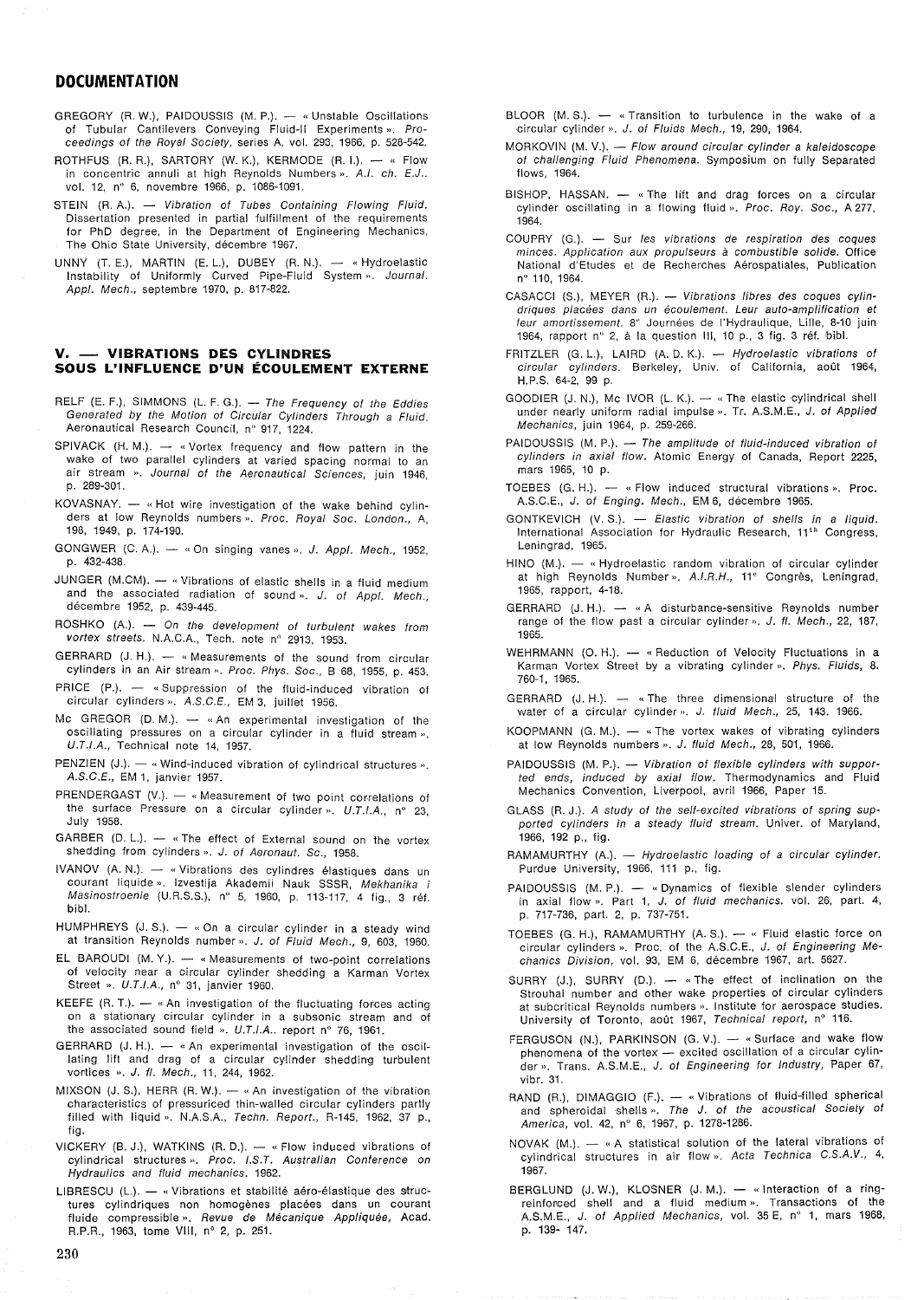## DOCUMENTATION

GREGORY (R. W.), PAIDOUSSIS (M. P.). — « Unstable Oscillations of Tubular Cantilevers Conveying Fluid-II Experiments ». *Proceedings of the Royal Society*, series A, vol. 293, 1966, p. 528-542.

ROTHFUS (R. R.), SARTORY (W. K.), KERMODE (R. I.). — « Flow in concentric annuli at high Reynolds Numbers ». *A.I. ch. E.J.*. vol. 12, n° 6, novembre 1966, p. 1086-1091.

STEIN (R. A.). — *Vibration of Tubes Containing Flowing Fluid.* Dissertation presented in partial fulfillment of the requirements for PhD degree, in the Department of Engineering Mechanics, The Ohio State University, décembre 1967.

UNNY (T. E.), MARTIN (E. L.), DUBEY (R. N.). — « Hydroelastic Instability of Uniformly Curved Pipe-Fluid System ». *Journal. Appl. Mech.*, septembre 1970, p. 817-822.

## V. — VIBRATIONS DES CYLINDRES SOUS L'INFLUENCE D'UN ÉCOULEMENT EXTERNE

RELF (E. F.), SIMMONS (L. F. G.). — *The Frequency of the Eddies Generated by the Motion of Circular Cylinders Through a Fluid.* Aeronautical Research Council, n° 917, 1224.

SPIVACK (H. M.). — « Vortex frequency and flow pattern in the wake of two parallel cylinders at varied spacing normal to an air stream ». *Journal of the Aeronautical Sciences*, juin 1946, p. 289-301.

KOVASNAY. — « Hot wire investigation of the wake behind cylinders at low Reynolds numbers ». *Proc. Royal Soc. London.*, A, 198, 1949, p. 174-190.

GONGWER (C. A.). — « On singing vanes ». *J. Appl. Mech.*, 1952, p. 432-438.

JUNGER (M.CM). — « Vibrations of elastic shells in a fluid medium and the associated radiation of sound ». *J. of Appl. Mech.*, décembre 1952, p. 439-445.

ROSHKO (A.). — *On the development of turbulent wakes from vortex streets.* N.A.C.A., Tech. note n° 2913, 1953.

GERRARD (J. H.). — « Measurements of the sound from circular cylinders in an Air stream ». *Proc. Phys. Soc.*, B 68, 1955, p. 453.

PRICE (P.). — « Suppression of the fluid-induced vibration of circular cylinders ». *A.S.C.E.*, EM 3, juillet 1956.

Mc GREGOR (D. M.). — « An experimental investigation of the oscillating pressures on a circular cylinder in a fluid stream ». *U.T.I.A.*, Technical note 14, 1957.

PENZIEN (J.). — « Wind-induced vibration of cylindrical structures ». *A.S.C.E.*, EM 1, janvier 1957.

PRENDERGAST (V.). — « Measurement of two point correlations of the surface Pressure on a circular cylinder ». *U.T.I.A.*, n° 23, July 1958.

GARBER (D. L.). — « The effect of External sound on the vortex shedding from cylinders ». *J. of Aeronaut. Sc.*, 1958.

IVANOV (A. N.). — « Vibrations des cylindres élastiques dans un courant liquide ». Izvestija Akademii Nauk SSSR, *Mekhanika i Masinostroenie* (U.R.S.S.), n° 5, 1960, p. 113-117, 4 fig., 3 réf. bibl.

HUMPHREYS (J. S.). — « On a circular cylinder in a steady wind at transition Reynolds number ». *J. of Fluid Mech.*, 9, 603, 1960.

EL BAROUDI (M. Y.). — « Measurements of two-point correlations of velocity near a circular cylinder shedding a Karman Vortex Street ». *U.T.I.A.*, n° 31, janvier 1960.

KEEFE (R. T.). — « An investigation of the fluctuating forces acting on a stationary circular cylinder in a subsonic stream and of the associated sound field ». *U.T.I.A.*. report n° 76, 1961.

GERRARD (J. H.). — « An experimental investigation of the oscillating lift and drag of a circular cylinder shedding turbulent vortices ». *J. fl. Mech.*, 11, 244, 1962.

MIXSON (J. S.), HERR (R. W.). — « An investigation of the vibration characteristics of pressuriced thin-walled circular cylinders partly filled with liquid ». N.A.S.A., *Techn. Report.*, R-145, 1962, 37 p., fig.

VICKERY (B. J.), WATKINS (R. D.). — « Flow induced vibrations of cylindrical structures ». *Proc. I.S.T. Australian Conference on Hydraulics and fluid mechanics.* 1962.

LIBRESCU (L.). — « Vibrations et stabilité aéro-élastique des structures cylindriques non homogènes placées dans un courant fluide compressible ». *Revue de Mécanique Appliquée*, Acad. R.P.R., 1963, tome VIII, n° 2, p. 251.

BLOOR (M. S.). — « Transition to turbulence in the wake of a circular cylinder ». *J. of Fluids Mech.*, 19, 290, 1964.

MORKOVIN (M. V.). — *Flow around circular cylinder a kaleidoscope of challenging Fluid Phenomena.* Symposium on fully Separated flows, 1964.

BISHOP, HASSAN. — « The lift and drag forces on a circular cylinder oscillating in a flowing fluid ». *Proc. Roy. Soc.*, A 277, 1964.

COUPRY (G.). — Sur *les vibrations de respiration des coques minces. Application aux propulseurs à combustible solide.* Office National d'Etudes et de Recherches Aérospatiales, Publication n° 110, 1964.

CASACCI (S.), MEYER (R.). — *Vibrations libres des coques cylindriques placées dans un écoulement. Leur auto-amplification et leur amortissement.* 8° Journées de l'Hydraulique, Lille, 8-10 juin 1964, rapport n° 2, à la question III, 10 p., 3 fig. 3 réf. bibl.

FRITZLER (G. L.), LAIRD (A. D. K.). — *Hydroelastic vibrations of circular cylinders.* Berkeley, Univ. of California, août 1964, H.P.S. 64-2, 99 p.

GOODIER (J. N.), Mc IVOR (L. K.). — « The elastic cylindrical shell under nearly uniform radial impulse ». Tr. A.S.M.E., *J. of Applied Mechanics*, juin 1964, p. 259-266.

PAIDOUSSIS (M. P.). — *The amplitude of fluid-induced vibration of cylinders in axial flow.* Atomic Energy of Canada, Report 2225, mars 1965, 10 p.

TOEBES (G. H.). — « Flow induced structural vibrations ». Proc. A.S.C.E., *J. of Enging. Mech.*, EM 6, décembre 1965.

GONTKEVICH (V. S.). — *Elastic vibration of shells in a liquid.* International Association for Hydraulic Research, 11th Congress, Leningrad, 1965.

HINO (M.). — « Hydroelastic random vibration of circular cylinder at high Reynolds Number ». *A.I.R.H.*, 11° Congrès, Leningrad, 1965, rapport, 4-18.

GERRARD (J. H.). — « A disturbance-sensitive Reynolds number range of the flow past a circular cylinder ». *J. fl. Mech.*, 22, 187, 1965.

WEHRMANN (O. H.). — « Reduction of Velocity Fluctuations in a Karman Vortex Street by a vibrating cylinder ». *Phys. Fluids*, 8. 760-1, 1965.

GERRARD (J. H.). — « The three dimensional structure of the water of a circular cylinder ». *J. fluid Mech.*, 25, 143. 1966.

KOOPMANN (G. M.). — « The vortex wakes of vibrating cylinders at low Reynolds numbers ». *J. fluid Mech.*, 28, 501, 1966.

PAIDOUSSIS (M. P.). — *Vibration of flexible cylinders with supported ends, induced by axial flow.* Thermodynamics and Fluid Mechanics Convention, Liverpool, avril 1966, Paper 15.

GLASS (R. J.). *A study of the self-excited vibrations of spring supported cylinders in a steady fluid stream.* Univer. of Maryland, 1966, 192 p., fig.

RAMAMURTHY (A.). — *Hydroelastic loading of a circular cylinder.* Purdue University, 1966, 111 p., fig.

PAIDOUSSIS (M. P.). — « Dynamics of flexible slender cylinders in axial flow ». Part. 1, *J. of fluid mechanics.* vol. 26, part. 4, p. 717-736, part. 2, p. 737-751.

TOEBES (G. H.), RAMAMURTHY (A. S.). — « Fluid elastic force on circular cylinders ». Proc. of the A.S.C.E., *J. of Engineering Mechanics Division*, vol. 93, EM 6, décembre 1967, art. 5627.

SURRY (J.), SURRY (D.). — « The effect of inclination on the Strouhal number and other wake properties of circular cylinders at subcritical Reynolds numbers ». Institute for aerospace studies. University of Toronto, août 1967, *Technical report*, n° 116.

FERGUSON (N.), PARKINSON (G. V.). — « Surface and wake flow phenomena of the vortex — excited oscillation of a circular cylinder ». Trans. A.S.M.E., *J. of Engineering for Industry*, Paper 67, vibr. 31.

RAND (R.), DIMAGGIO (F.). — « Vibrations of fluid-filled spherical and spheroidal shells ». *The J. of the acoustical Society of America*, vol. 42, n° 6, 1967, p. 1278-1286.

NOVAK (M.). — « A statistical solution of the lateral vibrations of cylindrical structures in air flow ». *Acta Technica C.S.A.V.*, 4, 1967.

BERGLUND (J. W.), KLOSNER (J. M.). — « Interaction of a ring-reinforced shell and a fluid medium ». Transactions of the A.S.M.E., *J. of Applied Mechanics*, vol. 35 E, n° 1, mars 1968, p. 139- 147.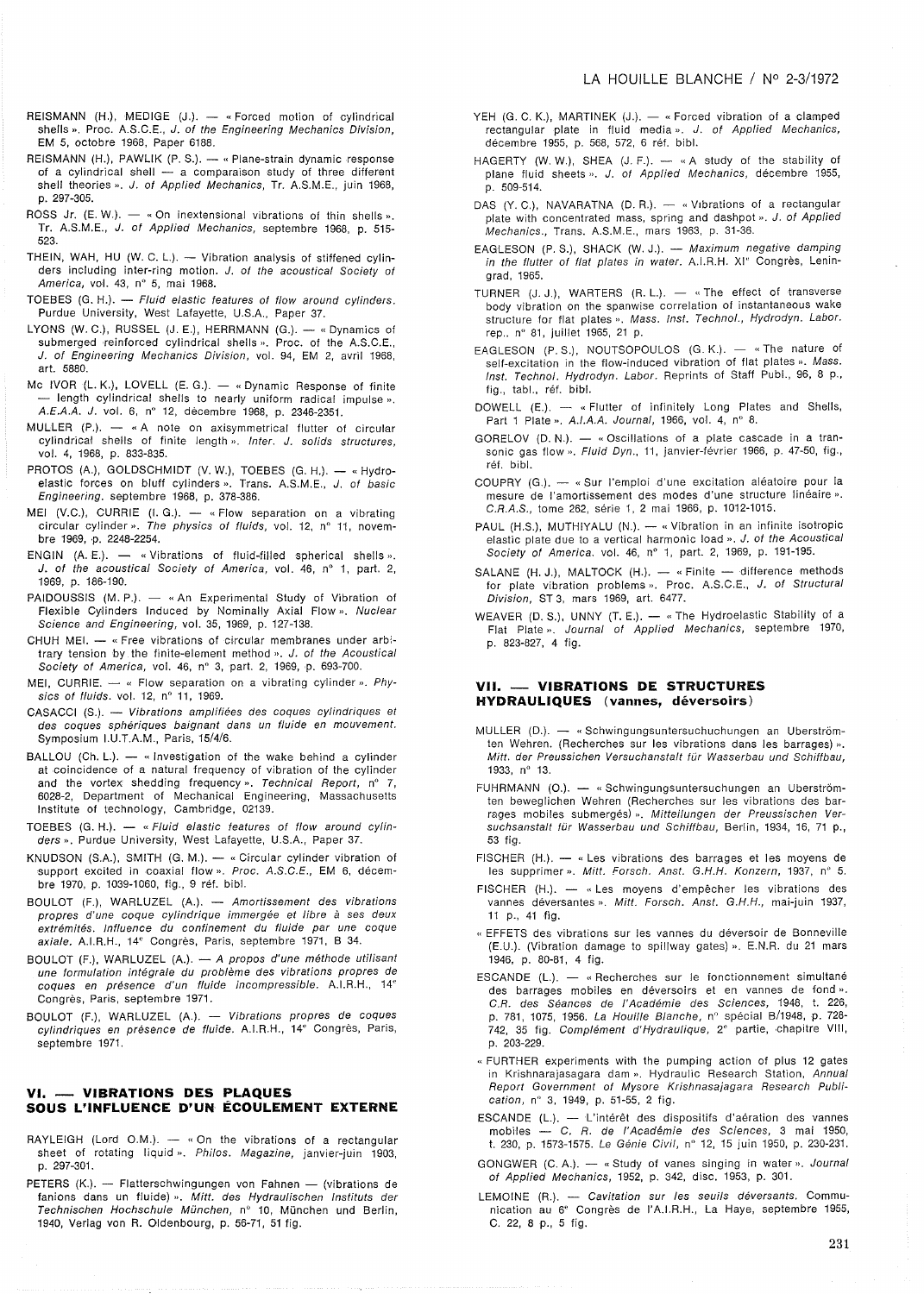REISMANN (H.), MEDIGE (J.). — « Forced motion of cylindrical shells ». Proc. A.S.C.E., *J. of the Engineering Mechanics Division*, EM 5, octobre 1968, Paper 6188.

REISMANN (H.), PAWLIK (P. S.). — « Plane-strain dynamic response of a cylindrical shell — a comparaison study of three different shell theories ». *J. of Applied Mechanics*, Tr. A.S.M.E., juin 1968, p. 297-305.

ROSS Jr. (E. W.). — « On inextensional vibrations of thin shells ». Tr. A.S.M.E., *J. of Applied Mechanics*, septembre 1968, p. 515-523.

THEIN, WAH, HU (W. C. L.). — Vibration analysis of stiffened cylinders including inter-ring motion. *J. of the acoustical Society of America*, vol. 43, n° 5, mai 1968.

TOEBES (G. H.). — *Fluid elastic features of flow around cylinders.* Purdue University, West Lafayette, U.S.A., Paper 37.

LYONS (W. C.), RUSSEL (J. E.), HERRMANN (G.). — « Dynamics of submerged reinforced cylindrical shells ». Proc. of the A.S.C.E., *J. of Engineering Mechanics Division*, vol. 94, EM 2, avril 1968, art. 5880.

Mc IVOR (L. K.), LOVELL (E. G.). — « Dynamic Response of finite — length cylindrical shells to nearly uniform radical impulse ». *A.E.A.A. J.* vol. 6, n° 12, décembre 1968, p. 2346-2351.

MULLER (P.). — « A note on axisymmetrical flutter of circular cylindrical shells of finite length ». *Inter. J. solids structures*, vol. 4, 1968, p. 833-835.

PROTOS (A.), GOLDSCHMIDT (V. W.), TOEBES (G. H.). — « Hydroelastic forces on bluff cylinders ». Trans. A.S.M.E., *J. of basic Engineering*. septembre 1968, p. 378-386.

MEI (V.C.), CURRIE (I. G.). — « Flow separation on a vibrating circular cylinder ». *The physics of fluids*, vol. 12, n° 11, novembre 1969, p. 2248-2254.

ENGIN (A. E.). — « Vibrations of fluid-filled spherical shells ». *J. of the acoustical Society of America*, vol. 46, n° 1, part. 2, 1969, p. 186-190.

PAIDOUSSIS (M. P.). — « An Experimental Study of Vibration of Flexible Cylinders Induced by Nominally Axial Flow ». *Nuclear Science and Engineering*, vol. 35, 1969, p. 127-138.

CHUH MEI. — « Free vibrations of circular membranes under arbitrary tension by the finite-element method ». *J. of the Acoustical Society of America*, vol. 46, n° 3, part. 2, 1969, p. 693-700.

MEI, CURRIE. — « Flow separation on a vibrating cylinder ». *Physics of fluids*. vol. 12, n° 11, 1969.

CASACCI (S.). — *Vibrations amplifiées des coques cylindriques et des coques sphériques baignant dans un fluide en mouvement.* Symposium I.U.T.A.M., Paris, 15/4/6.

BALLOU (Ch. L.). — « Investigation of the wake behind a cylinder at coincidence of a natural frequency of vibration of the cylinder and the vortex shedding frequency ». *Technical Report*, n° 7, 6028-2, Department of Mechanical Engineering, Massachusetts Institute of technology, Cambridge, 02139.

TOEBES (G. H.). — « *Fluid elastic features of flow around cylinders* ». Purdue University, West Lafayette, U.S.A., Paper 37.

KNUDSON (S.A.), SMITH (G. M.). — « Circular cylinder vibration of support excited in coaxial flow ». *Proc. A.S.C.E.*, EM 6, décembre 1970, p. 1039-1060, fig., 9 réf. bibl.

BOULOT (F.), WARLUZEL (A.). — *Amortissement des vibrations propres d'une coque cylindrique immergée et libre à ses deux extrémités. Influence du confinement du fluide par une coque axiale.* A.I.R.H., 14e Congrès, Paris, septembre 1971, B 34.

BOULOT (F.), WARLUZEL (A.). — *A propos d'une méthode utilisant une formulation intégrale du problème des vibrations propres de coques en présence d'un fluide incompressible.* A.I.R.H., 14e Congrès, Paris, septembre 1971.

BOULOT (F.), WARLUZEL (A.). — *Vibrations propres de coques cylindriques en présence de fluide.* A.I.R.H., 14e Congrès, Paris, septembre 1971.

## VI. — VIBRATIONS DES PLAQUES SOUS L'INFLUENCE D'UN ÉCOULEMENT EXTERNE

RAYLEIGH (Lord O.M.). — « On the vibrations of a rectangular sheet of rotating liquid ». *Philos. Magazine*, janvier-juin 1903, p. 297-301.

PETERS (K.). — Flatterschwingungen von Fahnen — (vibrations de fanions dans un fluide) ». *Mitt. des Hydraulischen Instituts der Technischen Hochschule München*, n° 10, München und Berlin, 1940, Verlag von R. Oldenbourg, p. 56-71, 51 fig.

YEH (G. C. K.), MARTINEK (J.). — « Forced vibration of a clamped rectangular plate in fluid media ». *J. of Applied Mechanics*, décembre 1955, p. 568, 572, 6 réf. bibl.

HAGERTY (W. W.), SHEA (J. F.). — « A study of the stability of plane fluid sheets ». *J. of Applied Mechanics*, décembre 1955, p. 509-514.

DAS (Y. C.), NAVARATNA (D. R.). — « Vibrations of a rectangular plate with concentrated mass, spring and dashpot ». *J. of Applied Mechanics.*, Trans. A.S.M.E., mars 1963, p. 31-36.

EAGLESON (P. S.), SHACK (W. J.). — *Maximum negative damping in the flutter of flat plates in water.* A.I.R.H. XIe Congrès, Leningrad, 1965.

TURNER (J. J.), WARTERS (R. L.). — « The effect of transverse body vibration on the spanwise correlation of instantaneous wake structure for flat plates ». *Mass. Inst. Technol., Hydrodyn. Labor.* rep., n° 81, juillet 1965, 21 p.

EAGLESON (P. S.), NOUTSOPOULOS (G. K.). — « The nature of self-excitation in the flow-induced vibration of flat plates ». *Mass. Inst. Technol. Hydrodyn. Labor.* Reprints of Staff Publ., 96, 8 p., fig., tabl., réf. bibl.

DOWELL (E.). — « Flutter of infinitely Long Plates and Shells, Part 1 Plate ». *A.I.A.A. Journal*, 1966, vol. 4, n° 8.

GORELOV (D. N.). — « Oscillations of a plate cascade in a transonic gas flow ». *Fluid Dyn.*, 11, janvier-février 1966, p. 47-50, fig., réf. bibl.

COUPRY (G.). — « Sur l'emploi d'une excitation aléatoire pour la mesure de l'amortissement des modes d'une structure linéaire ». *C.R.A.S.*, tome 262, série 1, 2 mai 1966, p. 1012-1015.

PAUL (H.S.), MUTHIYALU (N.). — « Vibration in an infinite isotropic elastic plate due to a vertical harmonic load ». *J. of the Acoustical Society of America*. vol. 46, n° 1, part. 2, 1969, p. 191-195.

SALANE (H. J.), MALTOCK (H.). — « Finite — difference methods for plate vibration problems ». Proc. A.S.C.E., *J. of Structural Division*, ST 3, mars 1969, art. 6477.

WEAVER (D. S.), UNNY (T. E.). — « The Hydroelastic Stability of a Flat Plate ». *Journal of Applied Mechanics*, septembre 1970, p. 823-827, 4 fig.

## VII. — VIBRATIONS DE STRUCTURES HYDRAULIQUES (vannes, déversoirs)

MULLER (D.). — « Schwingungsuntersuchungen an Uberströmten Wehren. (Recherches sur les vibrations dans les barrages) ». *Mitt. der Preussischen Versuchanstalt für Wasserbau und Schiffbau*, 1933, n° 13.

FUHRMANN (O.). — « Schwingungsuntersuchungen an Uberströmten beweglichen Wehren (Recherches sur les vibrations des barrages mobiles submergés) ». *Mitteilungen der Preussischen Versuchsanstalt für Wasserbau und Schiffbau*, Berlin, 1934, 16, 71 p., 53 fig.

FISCHER (H.). — « Les vibrations des barrages et les moyens de les supprimer ». *Mitt. Forsch. Anst. G.H.H. Konzern*, 1937, n° 5.

FISCHER (H.). — « Les moyens d'empêcher les vibrations des vannes déversantes ». *Mitt. Forsch. Anst. G.H.H.*, mai-juin 1937, 11 p., 41 fig.

« EFFETS des vibrations sur les vannes du déversoir de Bonneville (E.U.). (Vibration damage to spillway gates) ». E.N.R. du 21 mars 1946, p. 80-81, 4 fig.

ESCANDE (L.). — « Recherches sur le fonctionnement simultané des barrages mobiles en déversoirs et en vannes de fond ». *C.R. des Séances de l'Académie des Sciences*, 1948, t. 226, p. 781, 1075, 1956. *La Houille Blanche*, n° spécial B/1948, p. 728-742, 35 fig. *Complément d'Hydraulique*, 2e partie, chapitre VIII, p. 203-229.

« FURTHER experiments with the pumping action of plus 12 gates in Krishnarajasagara dam ». Hydraulic Research Station, *Annual Report Government of Mysore Krishnasajagara Research Publication*, n° 3, 1949, p. 51-55, 2 fig.

ESCANDE (L.). — L'intérêt des dispositifs d'aération des vannes mobiles — *C. R. de l'Académie des Sciences*, 3 mai 1950, t. 230, p. 1573-1575. *Le Génie Civil*, n° 12, 15 juin 1950, p. 230-231.

GONGWER (C. A.). — « Study of vanes singing in water ». *Journal of Applied Mechanics*, 1952, p. 342, disc. 1953, p. 301.

LEMOINE (R.). — *Cavitation sur les seuils déversants.* Communication au 6e Congrès de l'A.I.R.H., La Haye, septembre 1955, C. 22, 8 p., 5 fig.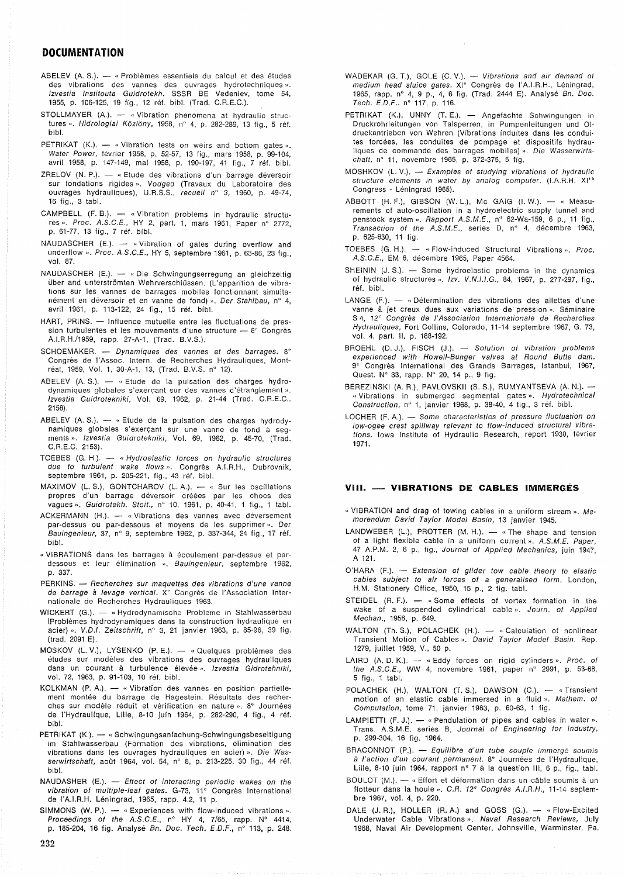# DOCUMENTATION

ABELEV (A. S.). — « Problèmes essentiels du calcul et des études des vibrations des vannes des ouvrages hydrotechniques ». *Izvestia Institouta Guidrotekh.* SSSR BE Vedeniev, tome 54, 1955, p. 106-125, 19 fig., 12 réf. bibl. (Trad. C.R.E.C.).

STOLLMAYER (A.). — « Vibration phenomena at hydraulic structures ». *Hidrologiai Közlöny*, 1958, n° 4, p. 282-289, 13 fig., 5 réf. bibl.

PETRIKAT (K.). — « Vibration tests on weirs and bottom gates ». *Water Power*, février 1958, p. 52-57, 13 fig., mars 1958, p. 99-104, avril 1958, p. 147-149, mai 1958, p. 190-197, 41 fig., 7 réf. bibl.

ZRELOV (N. P.). — « Etude des vibrations d'un barrage déversoir sur fondations rigides ». *Vodgeo* (Travaux du Laboratoire des ouvrages hydrauliques), U.R.S.S., *recueil n° 3*, 1960, p. 49-74, 16 fig., 3 tabl.

CAMPBELL (F. B.). — « Vibration problems in hydraulic structures ». *Proc. A.S.C.E.*, HY 2, part. 1, mars 1961, Paper n° 2772, p. 61-77, 13 fig., 7 réf. bibl.

NAUDASCHER (E.). — « Vibration of gates during overflow and underflow ». *Proc. A.S.C.E.*, HY 5, septembre 1961, p. 63-86, 23 fig., vol. 87.

NAUDASCHER (E.). — « Die Schwingungserregung an gleichzeitig über and unterströmten Wehrverschlüssen. (L'apparition de vibrations sur les vannes de barrages mobiles fonctionnant simultanément en déversoir et en vanne de fond) ». *Der Stahlbau*, n° 4, avril 1961, p. 113-122, 24 fig., 15 réf. bibl.

HART, PRINS. — Influence mutuelle entre les fluctuations de pression turbulentes et les mouvements d'une structure — 8° Congrès A.I.R.H./1959, rapp. 27-A-1, (Trad. B.V.S.).

SCHOEMAKER. — *Dynamiques des vannes et des barrages.* 8° Congrès de l'Assoc. Intern. de Recherches Hydrauliques, Montréal, 1959, Vol. 1, 30-A-1, 13, (Trad. B.V.S. n° 12).

ABELEV (A. S.). — « Etude de la pulsation des charges hydrodynamiques globales s'exerçant sur des vannes d'étranglement ». *Izvestia Guidrotekniki*, Vol. 69, 1962, p. 21-44 (Trad. C.R.E.C.. 2158).

ABELEV (A. S.). — « Etude de la pulsation des charges hydrodynamiques globales s'exerçant sur une vanne de fond à segments ». *Izvestia Guidrotekniki*, Vol. 69, 1962, p. 45-70, (Trad. C.R.E.C. 2153).

TOEBES (G. H.). — *« Hydroelastic forces on hydraulic structures due to turbulent wake flows ».* Congrès A.I.R.H., Dubrovnik, septembre 1961, p. 205-221, fig., 43 réf. bibl.

MAXIMOV (L. S.), GONTCHAROV (L. A.). — « Sur les oscillations propres d'un barrage déversoir créées par les chocs des vagues ». *Guidrotekh. Stoit.*, n° 10, 1961, p. 40-41, 1 fig., 1 tabl.

ACKERMANN (H.). — « Vibrations des vannes avec déversement par-dessus ou par-dessous et moyens de les supprimer ». *Der Bauingenieur*, 37, n° 9, septembre 1962, p. 337-344, 24 fig., 17 réf. bibl.

« VIBRATIONS dans les barrages à écoulement par-dessus et par-dessous et leur élimination ». *Bauingenieur*, septembre 1962, p. 337.

PERKINS. — *Recherches sur maquettes des vibrations d'une vanne de barrage à levage vertical.* X° Congrès de l'Association Internationale de Recherches Hydrauliques 1963.

WICKERT (G.). — « Hydrodynamische Probleme in Stahlwasserbau (Problèmes hydrodynamiques dans la construction hydraulique en acier) ». *V.D.I. Zeitschrift*, n° 3, 21 janvier 1963, p. 85-96, 39 fig. (trad. 2091 E).

MOSKOV (L. V.), LYSENKO (P. E.). — « Quelques problèmes des études sur modèles des vibrations des ouvrages hydrauliques dans un courant à turbulence élevée ». *Izvestia Gidrotehniki*, vol. 72, 1963, p. 91-103, 10 réf. bibl.

KOLKMAN (P. A.). — « Vibration des vannes en position partiellement montée du barrage de Hagestein. Résultats des recherches sur modèle réduit et vérification en nature ». 8° Journées de l'Hydraulique, Lille, 8-10 juin 1964, p. 282-290, 4 fig., 4 réf. bibl.

PETRIKAT (K.). — « Schwingungsanfachung-Schwingungsbeseitigung im Stahlwasserbau (Formation des vibrations, élimination des vibrations dans les ouvrages hydrauliques en acier) ». *Die Wasserwirtschaft*, août 1964, vol. 54, n° 8, p. 213-225, 30 fig., 44 réf. bibl.

NAUDASHER (E.). — *Effect of interacting periodic wakes on the vibration of multiple-leaf gates.* G-73, 11° Congrès International de l'A.I.R.H. Léningrad, 1965, rapp. 4.2, 11 p.

SIMMONS (W. P.). — « Experiences with flow-induced vibrations ». *Proceedings of the A.S.C.E.*, n° HY 4, 7/65, rapp. N° 4414, p. 185-204, 16 fig. Analysé *Bn. Doc. Tech. E.D.F.*, n° 113, p. 248.

WADEKAR (G. T.), GOLE (C. V.). — *Vibrations and air demand of medium head sluice gates.* XI° Congrès de l'A.I.R.H., Léningrad, 1965, rapp. n° 4, 9 p., 4, 6 fig. (Trad. 2444 E). Analysé *Bn. Doc. Tech. E.D.F.*, n° 117, p. 116.

PETRIKAT (K.), UNNY (T. E.). — Angefachte Schwingungen in Druckrohrleitungen von Talsperren, in Pumpenleitungen und Oldruckantrieben von Wehren (Vibrations induites dans les conduites forcées, les conduites de pompage et dispositifs hydrauliques de commande des barrages mobiles) ». *Die Wasserwirtschaft*, n° 11, novembre 1965, p. 372-375, 5 fig.

MOSHKOV (L. V.). — *Examples of studying vibrations of hydraulic structure elements in water by analog computer.* (I.A.R.H. XI[th] Congress - Léningrad 1965).

ABBOTT (H. F.), GIBSON (W. L.), Mc GAIG (I. W.). — « Measurements of auto-oscillation in a hydroelectric supply tunnel and penstock system ». *Rapport A.S.M.E.*, n° 62-Wa-159, 6 p., 11 fig., *Transaction of the A.S.M.E.*, series D, n° 4, décembre 1963, p. 625-630, 11 fig.

TOEBES (G. H.). — « Flow-induced Structural Vibrations ». *Proc. A.S.C.E.*, EM 6, décembre 1965, Paper 4564.

SHEININ (J. S.). — Some hydroelastic problems in the dynamics of hydraulic structures ». *Izv. V.N.I.I.G.*, 84, 1967, p. 277-297, fig., réf. bibl.

LANGE (F.). — « Détermination des vibrations des ailettes d'une vanne à jet creux dues aux variations de pression ». Séminaire S 4, *12° Congrès de l'Association Internationale de Recherches Hydrauliques*, Fort Collins, Colorado, 11-14 septembre 1967, G. 73, vol. 4, part. II, p. 188-192.

BROEHL (D. J.), FISCH (J.). — *Solution of vibration problems experienced with Howell-Bunger valves at Round Butte dam.* 9° Congrès International des Grands Barrages, Istanbul, 1967, Quest. N° 33, rapp. N° 20, 14 p., 9 fig.

BEREZINSKI (A. R.), PAVLOVSKII (S. S.), RUMYANTSEVA (A. N.). — « Vibrations in submerged segmental gates ». *Hydrotechnical Construction*, n° 1, janvier 1968, p. 38-40, 4 fig., 3 réf. bibl.

LOCHER (F. A.). — *Some characteristics of pressure fluctuation on low-ogee crest spillway relevant to flow-induced structural vibrations.* Iowa Institute of Hydraulic Research, report 1930, février 1971.

## VIII. — VIBRATIONS DE CABLES IMMERGÉS

« VIBRATION and drag of towing cables in a uniform stream ». *Memorandum David Taylor Model Basin*, 13 janvier 1945.

LANDWEBER (L.), PROTTER (M. H.). — « The shape and tension of a light flexible cable in a uniform current ». *A.S.M.E. Paper*, 47 A.P.M. 2, 6 p., fig., *Journal of Applied Mechanics*, juin 1947, A 121.

O'HARA (F.). — *Extension of glider tow cable theory to elastic cables subject to air forces of a generalised form.* London, H.M. Stationery Office, 1950, 15 p., 2 fig. tabl.

STEIDEL (R. F.). — « Some effects of vortex formation in the wake of a suspended cylindrical cable ». *Journ. of Applied Mechan.*, 1956, p. 649.

WALTON (Th. S.), POLACHEK (H.). — « Calculation of nonlinear Transient Motion of Cables ». *David Taylor Model Basin.* Rep. 1279, juillet 1959, V., 50 p.

LAIRD (A. D. K.). — « Eddy forces on rigid cylinders ». *Proc. of the A.S.C.E.*, WW 4, novembre 1961, paper n° 2991, p. 53-68, 5 fig., 1 tabl.

POLACHEK (H.), WALTON (T. S.), DAWSON (C.). — « Transient motion of an elastic cable immersed in a fluid ». *Mathem. of Computation*, tome 71, janvier 1963, p. 60-63, 1 fig.

LAMPIETTI (F. J.). — « Pendulation of pipes and cables in water ». Trans. A.S.M.E. series B, *Journal of Engineering for Industry*, p. 299-304, 16 fig. 1964.

BRACONNOT (P.). — *Equilibre d'un tube souple immergé soumis à l'action d'un courant permanent.* 8° Journées de l'Hydraulique, Lille, 8-10 juin 1964, rapport n° 7 à la question III, 6 p., fig., tabl.

BOULOT (M.). — « Effort et déformation dans un câble soumis à un flotteur dans la houle ». *C.R. 12° Congrès A.I.R.H.*, 11-14 septembre 1967, vol. 4, p. 220.

DALE (J. R.), HOLLER (R. A.) and GOSS (G.). — « Flow-Excited Underwater Cable Vibrations ». *Naval Research Reviews*, July 1968, Naval Air Development Center, Johnsville, Warminster, Pa.